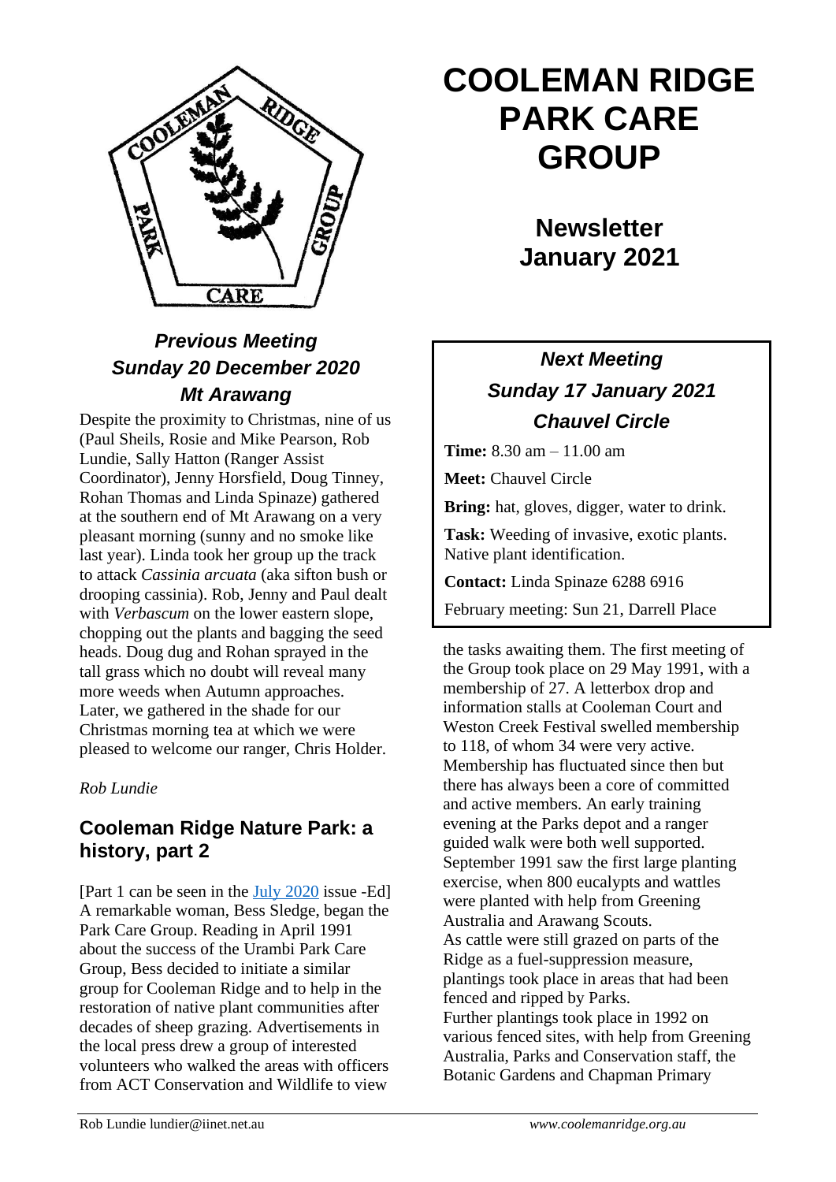# COOLEMAN RIDGE PARK CARE GROUP

## Newsletter January 2021

### *Previous Meeting Sunday 20 December 2020 Mt Arawang*

Despite the proximity to Christmas, nine of us (Paul Sheils, Rosie and Mike Pearson, Rob Lundie, Sally Hatton (Ranger Assist Coordinator), Jenny Horsfield, Doug Tinney, Rohan Thomas and Linda Spinaze) gathered at the southern end of Mt Arawang on a very pleasant morning (sunny and no smoke like last year). Linda took her group up the track to attack *Cassinia arcuata* (aka sifton bush or drooping cassinia). Rob, Jenny and Paul dealt with *Verbascum* on the lower eastern slope, chopping out the plants and bagging the seed heads. Doug dug and Rohan sprayed in the tall grass which no doubt will reveal many more weeds when Autumn approaches. Later, we gathered in the shade for our Christmas morning tea at which we were pleased to welcome our ranger, Chris Holder.

*Rob Lundie*

### *Next Meeting Sunday 17 January 2021 Chauvel Circle*

**Time:** 8.30 am – 11.00 am

**Meet:** Chauvel Circle

**Bring:** hat, gloves, digger, water to drink.

**Task:** Weeding of invasive, exotic plants. Native plant identification.

**Contact:** Linda Spinaze 6288 6916

February meeting: Sun 21, Darrell Place

## Cooleman Ridge Nature Park: a history, part 2

[Part 1 can be seen in the July 2020 issue -Ed]
A remarkable woman, Bess Sledge, began the Park Care Group. Reading in April 1991 about the success of the Urambi Park Care Group, Bess decided to initiate a similar group for Cooleman Ridge and to help in the restoration of native plant communities after decades of sheep grazing. Advertisements in the local press drew a group of interested volunteers who walked the areas with officers from ACT Conservation and Wildlife to view the tasks awaiting them. The first meeting of the Group took place on 29 May 1991, with a membership of 27. A letterbox drop and information stalls at Cooleman Court and Weston Creek Festival swelled membership to 118, of whom 34 were very active. Membership has fluctuated since then but there has always been a core of committed and active members. An early training evening at the Parks depot and a ranger guided walk were both well supported. September 1991 saw the first large planting exercise, when 800 eucalypts and wattles were planted with help from Greening Australia and Arawang Scouts.
As cattle were still grazed on parts of the Ridge as a fuel-suppression measure, plantings took place in areas that had been fenced and ripped by Parks.
Further plantings took place in 1992 on various fenced sites, with help from Greening Australia, Parks and Conservation staff, the Botanic Gardens and Chapman Primary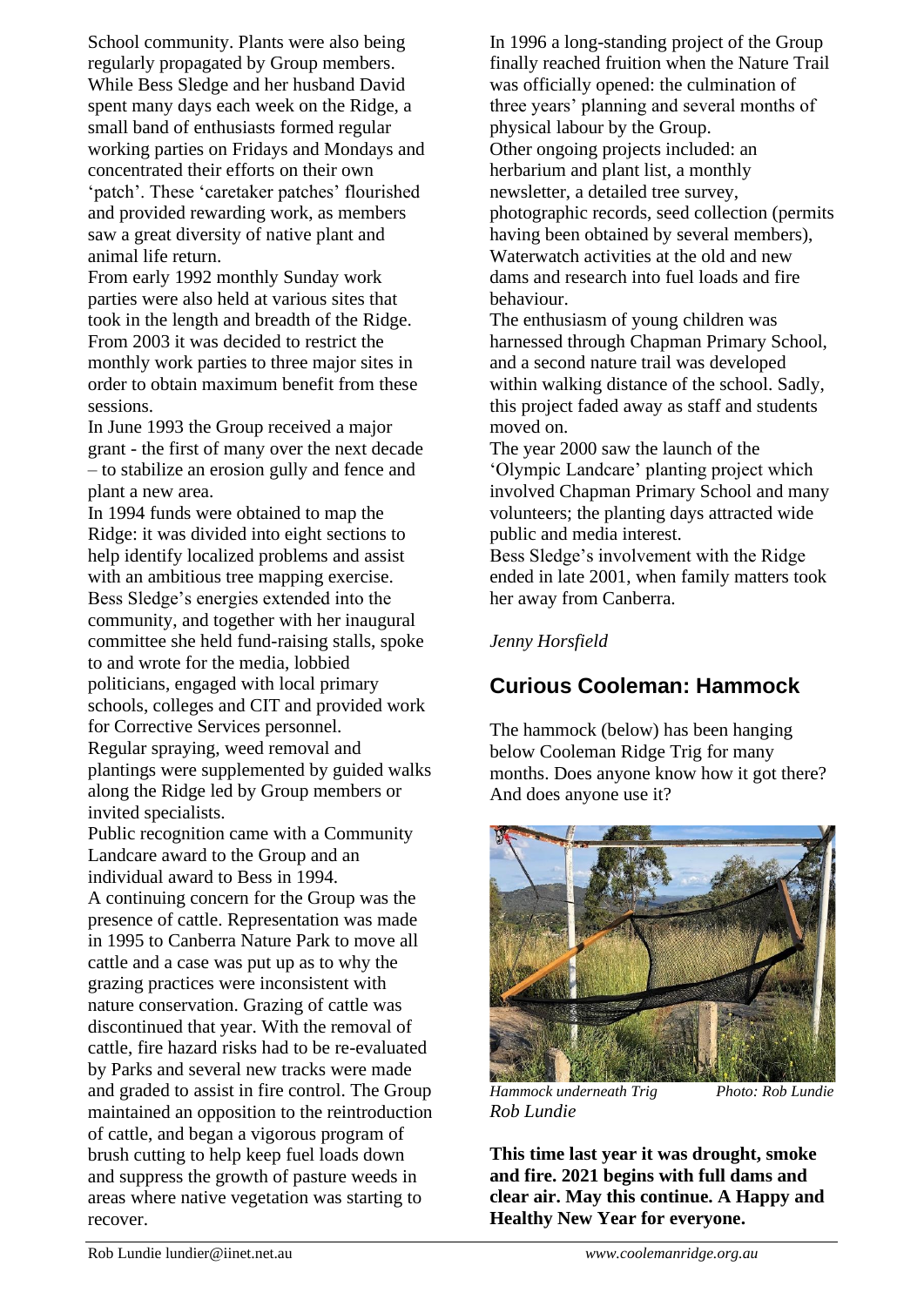School community. Plants were also being regularly propagated by Group members. While Bess Sledge and her husband David spent many days each week on the Ridge, a small band of enthusiasts formed regular working parties on Fridays and Mondays and concentrated their efforts on their own 'patch'. These 'caretaker patches' flourished and provided rewarding work, as members saw a great diversity of native plant and animal life return.

From early 1992 monthly Sunday work parties were also held at various sites that took in the length and breadth of the Ridge. From 2003 it was decided to restrict the monthly work parties to three major sites in order to obtain maximum benefit from these sessions.

In June 1993 the Group received a major grant - the first of many over the next decade – to stabilize an erosion gully and fence and plant a new area.

In 1994 funds were obtained to map the Ridge: it was divided into eight sections to help identify localized problems and assist with an ambitious tree mapping exercise.

Bess Sledge's energies extended into the community, and together with her inaugural committee she held fund-raising stalls, spoke to and wrote for the media, lobbied politicians, engaged with local primary schools, colleges and CIT and provided work for Corrective Services personnel.

Regular spraying, weed removal and plantings were supplemented by guided walks along the Ridge led by Group members or invited specialists.

Public recognition came with a Community Landcare award to the Group and an individual award to Bess in 1994.

A continuing concern for the Group was the presence of cattle. Representation was made in 1995 to Canberra Nature Park to move all cattle and a case was put up as to why the grazing practices were inconsistent with nature conservation. Grazing of cattle was discontinued that year. With the removal of cattle, fire hazard risks had to be re-evaluated by Parks and several new tracks were made and graded to assist in fire control. The Group maintained an opposition to the reintroduction of cattle, and began a vigorous program of brush cutting to help keep fuel loads down and suppress the growth of pasture weeds in areas where native vegetation was starting to recover.

In 1996 a long-standing project of the Group finally reached fruition when the Nature Trail was officially opened: the culmination of three years' planning and several months of physical labour by the Group.

Other ongoing projects included: an herbarium and plant list, a monthly newsletter, a detailed tree survey, photographic records, seed collection (permits having been obtained by several members), Waterwatch activities at the old and new dams and research into fuel loads and fire behaviour.

The enthusiasm of young children was harnessed through Chapman Primary School, and a second nature trail was developed within walking distance of the school. Sadly, this project faded away as staff and students moved on.

The year 2000 saw the launch of the 'Olympic Landcare' planting project which involved Chapman Primary School and many volunteers; the planting days attracted wide public and media interest.

Bess Sledge's involvement with the Ridge ended in late 2001, when family matters took her away from Canberra.

*Jenny Horsfield*

## Curious Cooleman: Hammock

The hammock (below) has been hanging below Cooleman Ridge Trig for many months. Does anyone know how it got there? And does anyone use it?

*Hammock underneath Trig* *Photo: Rob Lundie*

*Rob Lundie*

**This time last year it was drought, smoke and fire. 2021 begins with full dams and clear air. May this continue. A Happy and Healthy New Year for everyone.**